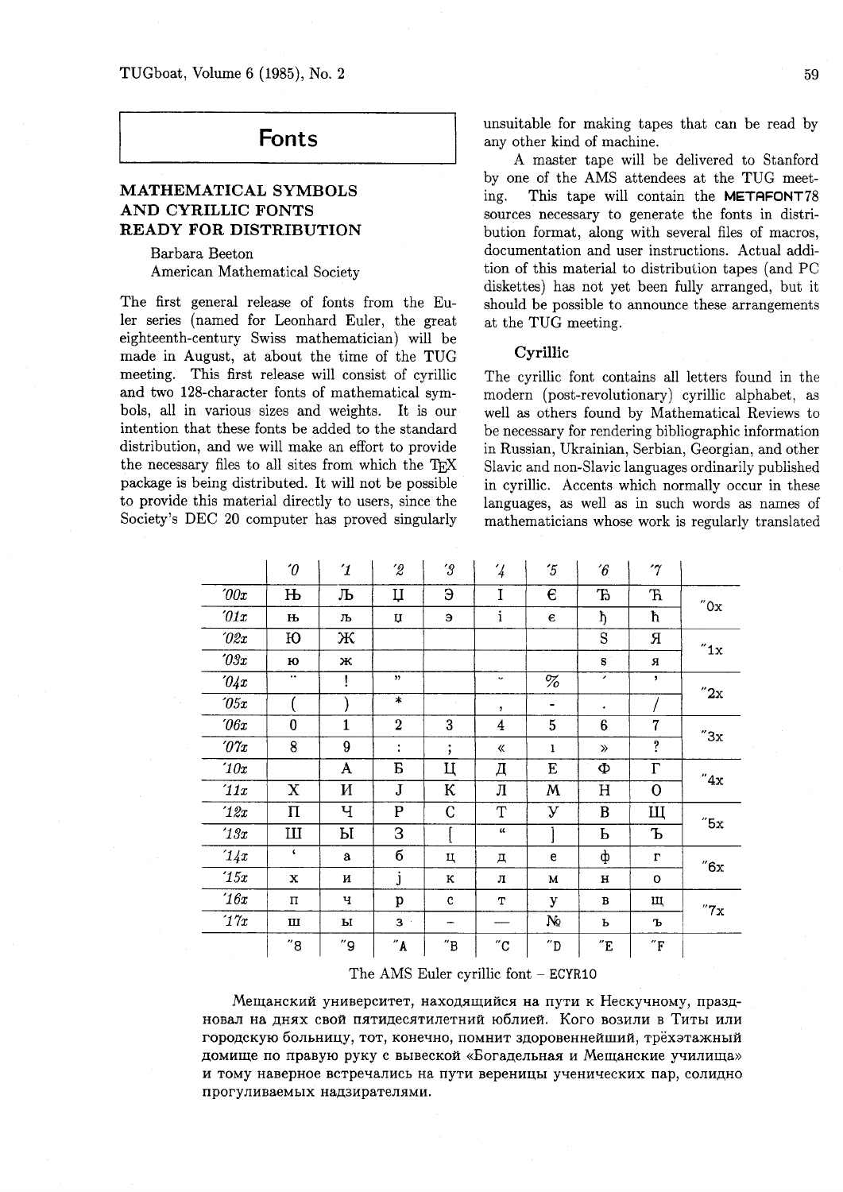# Fonts

## MATHEMATICAL SYMBOLS AND CYRILLIC FONTS READY FOR DISTRIBUTION

Barbara Beeton
American Mathematical Society

The first general release of fonts from the Euler series (named for Leonhard Euler, the great eighteenth-century Swiss mathematician) will be made in August, at about the time of the TUG meeting. This first release will consist of cyrillic and two 128-character fonts of mathematical symbols, all in various sizes and weights. It is our intention that these fonts be added to the standard distribution, and we will make an effort to provide the necessary files to all sites from which the TeX package is being distributed. It will not be possible to provide this material directly to users, since the Society's DEC 20 computer has proved singularly unsuitable for making tapes that can be read by any other kind of machine.

A master tape will be delivered to Stanford by one of the AMS attendees at the TUG meeting. This tape will contain the **METAFONT78** sources necessary to generate the fonts in distribution format, along with several files of macros, documentation and user instructions. Actual addition of this material to distribution tapes (and PC diskettes) has not yet been fully arranged, but it should be possible to announce these arrangements at the TUG meeting.

### Cyrillic

The cyrillic font contains all letters found in the modern (post-revolutionary) cyrillic alphabet, as well as others found by Mathematical Reviews to be necessary for rendering bibliographic information in Russian, Ukrainian, Serbian, Georgian, and other Slavic and non-Slavic languages ordinarily published in cyrillic. Accents which normally occur in these languages, as well as in such words as names of mathematicians whose work is regularly translated

| | '0 | '1 | '2 | '3 | '4 | '5 | '6 | '7 | |
|---|---|---|---|---|---|---|---|---|---|
| '00x | Њ | Љ | Џ | Э | І | Є | Ђ | Ћ | "0x |
| '01x | њ | љ | џ | э | і | є | ђ | ћ | |
| '02x | Ю | Ж | | | | | Ѕ | Я | "1x |
| '03x | ю | ж | | | | | ѕ | я | |
| '04x | ¨ | ! | " | | ˘ | % | ´ | ' | "2x |
| '05x | ( | ) | * | | , | - | . | / | |
| '06x | 0 | 1 | 2 | 3 | 4 | 5 | 6 | 7 | "3x |
| '07x | 8 | 9 | : | ; | « | ı | » | ? | |
| '10x | | А | Б | Ц | Д | Е | Ф | Г | "4x |
| '11x | Х | И | J | К | Л | М | Н | О | |
| '12x | П | Ч | Р | С | Т | У | В | Щ | "5x |
| '13x | Ш | Ы | З | [ | " | ] | Ь | Ъ | |
| '14x | ' | а | б | ц | д | е | ф | г | "6x |
| '15x | х | и | j | к | л | м | н | о | |
| '16x | п | ч | р | с | т | у | в | щ | "7x |
| '17x | ш | ы | з | – | — | № | ь | ъ | |
| | "8 | "9 | "A | "B | "C | "D | "E | "F | |

The AMS Euler cyrillic font – ECYR10

Мещанский университет, находящийся на пути к Нескучному, праздновал на днях свой пятидесятилетний юблией. Кого возили в Титы или городскую больницу, тот, конечно, помнит здоровеннейший, трёхэтажный домище по правую руку с вывеской «Богадельная и Мещанские училища» и тому наверное встречались на пути вереницы ученических пар, солидно прогуливаемых надзирателями.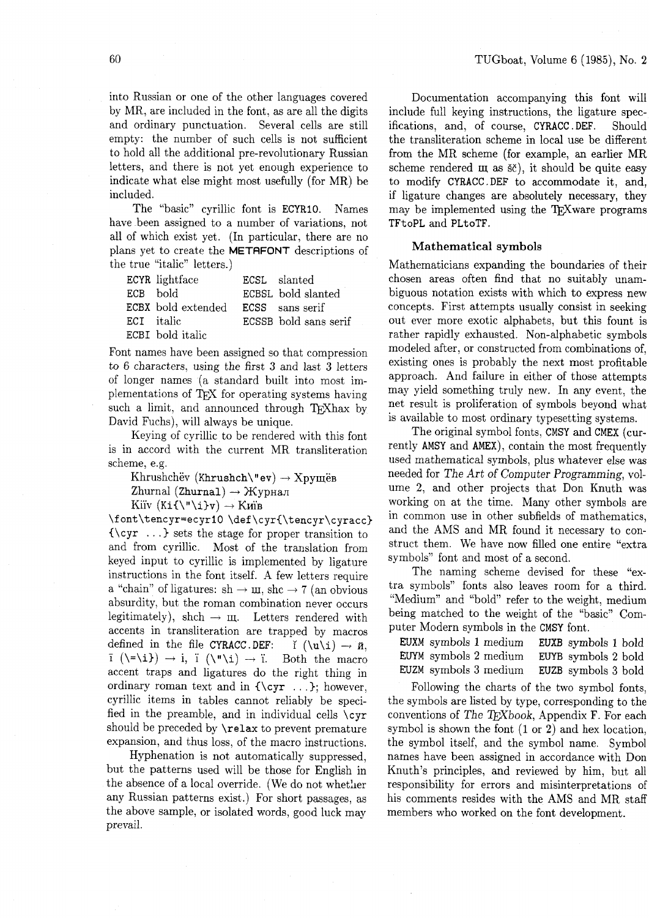into Russian or one of the other languages covered by MR, are included in the font, as are all the digits and ordinary punctuation. Several cells are still empty: the number of such cells is not sufficient to hold all the additional pre-revolutionary Russian letters, and there is not yet enough experience to indicate what else might most usefully (for MR) be included.

The "basic" cyrillic font is `ECYR10`. Names have been assigned to a number of variations, not all of which exist yet. (In particular, there are no plans yet to create the **METAFONT** descriptions of the true "italic" letters.)

| | | | |
|---|---|---|---|
| `ECYR` | lightface | `ECSL` | slanted |
| `ECB` | bold | `ECBSL` | bold slanted |
| `ECBX` | bold extended | `ECSS` | sans serif |
| `ECI` | italic | `ECSSB` | bold sans serif |
| `ECBI` | bold italic | | |

Font names have been assigned so that compression to 6 characters, using the first 3 and last 3 letters of longer names (a standard built into most implementations of TEX for operating systems having such a limit, and announced through TEXhax by David Fuchs), will always be unique.

Keying of cyrillic to be rendered with this font is in accord with the current MR transliteration scheme, e.g.

Khrushchëv (`Khrushch\"ev`) → Хрущёв

Zhurnal (`Zhurnal`) → Журнал

Kiïv (`Ki{\"\i}v`) → Киïв

`\font\tencyr=ecyr10 \def\cyr{\tencyr\cyracc}` `{\cyr ...}` sets the stage for proper transition to and from cyrillic. Most of the translation from keyed input to cyrillic is implemented by ligature instructions in the font itself. A few letters require a "chain" of ligatures: sh → ш, shc → ? (an obvious absurdity, but the roman combination never occurs legitimately), shch → щ. Letters rendered with accents in transliteration are trapped by macros defined in the file `CYRACC.DEF`: ĭ (`\u\i`) → й, ī (`\=\i}`) → і, ï (`\"\i`) → ї. Both the macro accent traps and ligatures do the right thing in ordinary roman text and in `{\cyr ...}`; however, cyrillic items in tables cannot reliably be specified in the preamble, and in individual cells `\cyr` should be preceded by `\relax` to prevent premature expansion, and thus loss, of the macro instructions.

Hyphenation is not automatically suppressed, but the patterns used will be those for English in the absence of a local override. (We do not whether any Russian patterns exist.) For short passages, as the above sample, or isolated words, good luck may prevail.

Documentation accompanying this font will include full keying instructions, the ligature specifications, and, of course, `CYRACC.DEF`. Should the transliteration scheme in local use be different from the MR scheme (for example, an earlier MR scheme rendered щ as šč), it should be quite easy to modify `CYRACC.DEF` to accommodate it, and, if ligature changes are absolutely necessary, they may be implemented using the TEXware programs `TFtoPL` and `PLtoTF`.

### Mathematical symbols

Mathematicians expanding the boundaries of their chosen areas often find that no suitably unambiguous notation exists with which to express new concepts. First attempts usually consist in seeking out ever more exotic alphabets, but this fount is rather rapidly exhausted. Non-alphabetic symbols modeled after, or constructed from combinations of, existing ones is probably the next most profitable approach. And failure in either of those attempts may yield something truly new. In any event, the net result is proliferation of symbols beyond what is available to most ordinary typesetting systems.

The original symbol fonts, `CMSY` and `CMEX` (currently `AMSY` and `AMEX`), contain the most frequently used mathematical symbols, plus whatever else was needed for *The Art of Computer Programming*, volume 2, and other projects that Don Knuth was working on at the time. Many other symbols are in common use in other subfields of mathematics, and the AMS and MR found it necessary to construct them. We have now filled one entire "extra symbols" font and most of a second.

The naming scheme devised for these "extra symbols" fonts also leaves room for a third. "Medium" and "bold" refer to the weight, medium being matched to the weight of the "basic" Computer Modern symbols in the `CMSY` font.

| | | | |
|---|---|---|---|
| `EUXM` | symbols 1 medium | `EUXB` | symbols 1 bold |
| `EUYM` | symbols 2 medium | `EUYB` | symbols 2 bold |
| `EUZM` | symbols 3 medium | `EUZB` | symbols 3 bold |

Following the charts of the two symbol fonts, the symbols are listed by type, corresponding to the conventions of *The TEXbook*, Appendix F. For each symbol is shown the font (1 or 2) and hex location, the symbol itself, and the symbol name. Symbol names have been assigned in accordance with Don Knuth's principles, and reviewed by him, but all responsibility for errors and misinterpretations of his comments resides with the AMS and MR staff members who worked on the font development.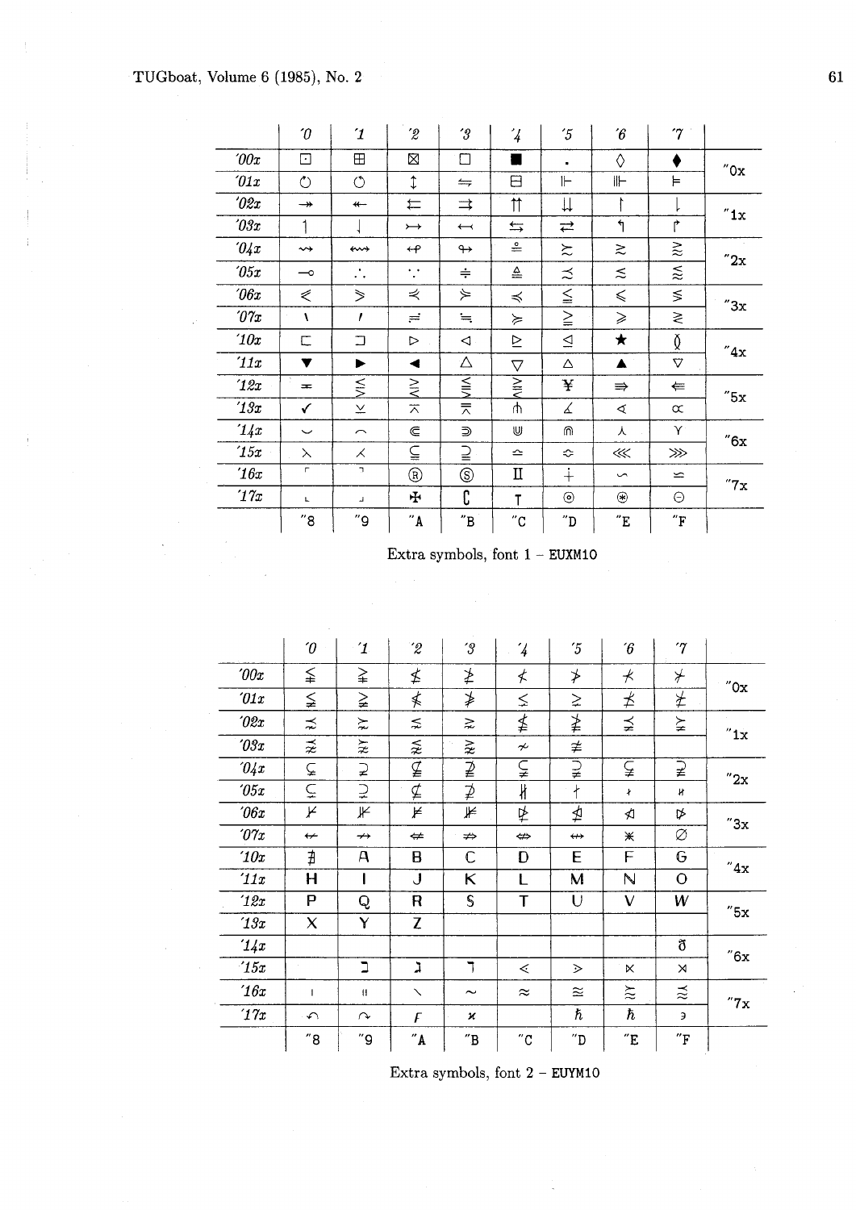| | '0 | '1 | '2 | '3 | '4 | '5 | '6 | '7 | |
|---|---|---|---|---|---|---|---|---|---|
| '00x | ⊡ | ⊞ | ⊠ | □ | ■ | · | ◊ | ⧫ | "0x |
| '01x | ↻ | ↺ | ↕ | ⇋ | ⊟ | ⊩ | ⊪ | ⊨ | |
| '02x | ↠ | ↞ | ⇇ | ⇉ | ⇈ | ⇊ | ↾ | ⇂ | "1x |
| '03x | ↿ | ⇃ | ↣ | ↢ | ⇆ | ⇄ | ↰ | ↱ | |
| '04x | ⇝ | ↭ | ↫ | ↬ | ≗ | ≿ | ≳ | ⪆ | "2x |
| '05x | ⊸ | ∴ | ∵ | ≑ | ≜ | ≾ | ≲ | ⪅ | |
| '06x | ⋖ | ⋗ | ≼ | ≽ | ⪕ | ≦ | ⩽ | ⋚ | "3x |
| '07x | ∖ | ′ | ≓ | ≒ | ⪖ | ≧ | ⩾ | ⋛ | |
| '10x | ⊏ | ⊐ | ⊳ | ⊲ | ⊵ | ⊴ | ★ | ≬ | "4x |
| '11x | ▼ | ▶ | ◀ | △ | ▽ | ▵ | ▲ | ▿ | |
| '12x | ≖ | ⋚ | ⋛ | ⪋ | ⪌ | ¥ | ⇛ | ⇚ | "5x |
| '13x | ✓ | ⊻ | ⊼ | ⩞ | ⋔ | ∡ | ∢ | ∝ | |
| '14x | ⌣ | ⌢ | ⋐ | ⋑ | ⋓ | ⋒ | ⋏ | ⋎ | "6x |
| '15x | ⋋ | ⋌ | ⫅ | ⫆ | ≏ | ≎ | ⋘ | ⋙ | |
| '16x | ⌜ | ⌝ | ® | Ⓢ | ⨿ | ∔ | ∽ | ⋍ | "7x |
| '17x | ⌞ | ⌟ | ✠ | ∁ | ⊤ | ⊚ | ⊛ | ⊖ | |
| | "8 | "9 | "A | "B | "C | "D | "E | "F | |

Extra symbols, font 1 – EUXM10

| | '0 | '1 | '2 | '3 | '4 | '5 | '6 | '7 | |
|---|---|---|---|---|---|---|---|---|---|
| '00x | ⪇ | ⪈ | ≮ | ≯ | ⊀ | ⊁ | ⊀ | ⊁ | "0x |
| '01x | ≨ | ≩ | ≰ | ≱ | ⪇ | ⪈ | ⋠ | ⋡ | |
| '02x | ⋦ | ⋧ | ⪉ | ⪊ | ≰ | ≱ | ⪵ | ⪶ | "1x |
| '03x | ⋨ | ⋩ | ⪉ | ⪊ | ≁ | ≇ | | | |
| '04x | ⊊ | ⊋ | ⊈ | ⊉ | ⫋ | ⫌ | ⊊ | ⊋ | "2x |
| '05x | ⊊ | ⊋ | ⊄ | ⊅ | ∦ | ∤ | ∤ | ∦ | |
| '06x | ⊬ | ⊮ | ⊭ | ⊯ | ⋭ | ⋬ | ⋪ | ⋫ | "3x |
| '07x | ↚ | ↛ | ⇍ | ⇏ | ⇎ | ↮ | ⋇ | ∅ | |
| '10x | ∄ | 𝔸 | 𝔹 | ℂ | 𝔻 | 𝔼 | 𝔽 | 𝔾 | "4x |
| '11x | ℍ | 𝕀 | 𝕁 | 𝕂 | 𝕃 | 𝕄 | ℕ | 𝕆 | |
| '12x | ℙ | ℚ | ℝ | 𝕊 | 𝕋 | 𝕌 | 𝕍 | 𝕎 | "5x |
| '13x | 𝕏 | 𝕐 | ℤ | | | | | | |
| '14x | | | | | | | | ð | "6x |
| '15x | | ℶ | ℷ | ℸ | ⋖ | ⋗ | ⋉ | ⋊ | |
| '16x | ∣ | ∥ | ∖ | ∼ | ≈ | ≊ | ⪸ | ⪷ | "7x |
| '17x | ↶ | ↷ | Ⅎ | ϰ | | ℏ | ℏ | ϶ | |
| | "8 | "9 | "A | "B | "C | "D | "E | "F | |

Extra symbols, font 2 – EUYM10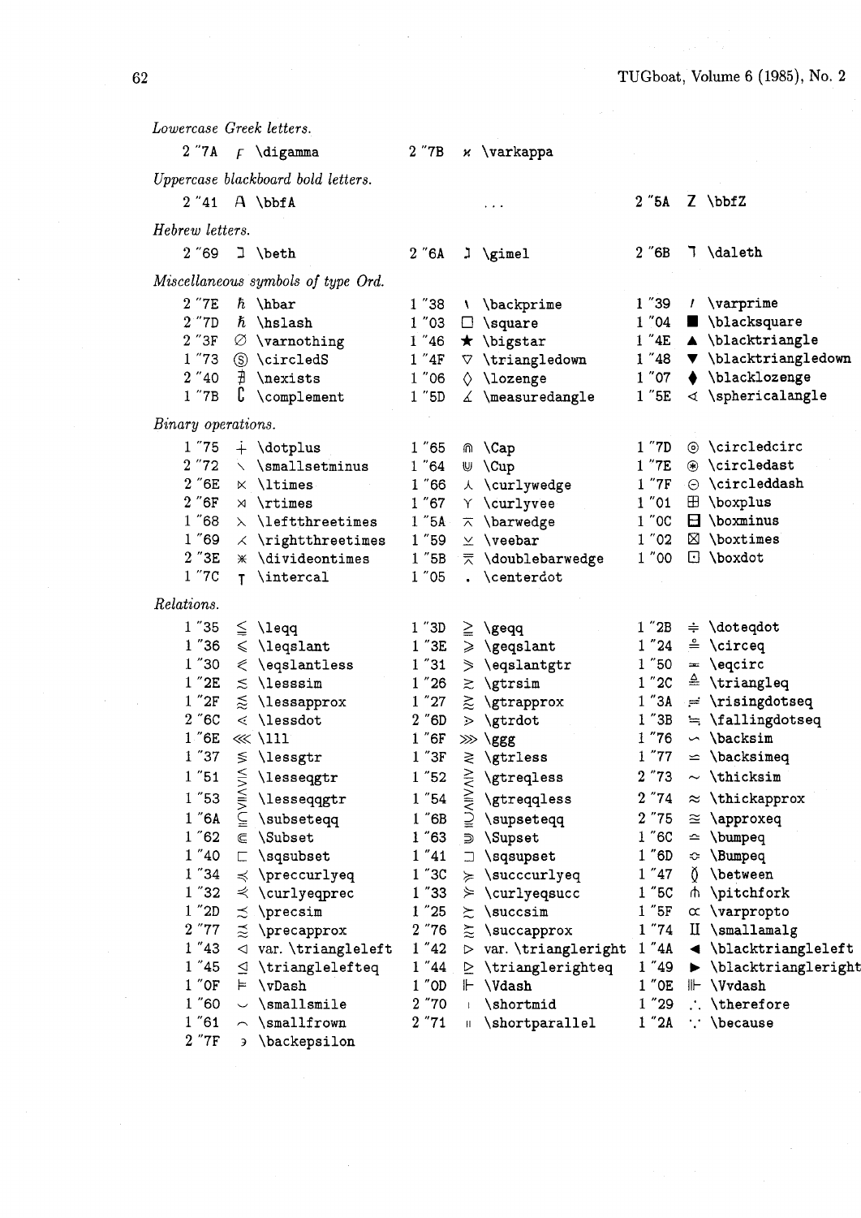*Lowercase Greek letters.*

| | | | |
|---|---|---|---|
| 2 "7A | ϝ \digamma | 2 "7B | ϰ \varkappa |

*Uppercase blackboard bold letters.*

| | | | | | |
|---|---|---|---|---|---|
| 2 "41 | A \bbfA | | ... | 2 "5A | Z \bbfZ |

*Hebrew letters.*

| | | | | | |
|---|---|---|---|---|---|
| 2 "69 | ℶ \beth | 2 "6A | ℷ \gimel | 2 "6B | ℸ \daleth |

*Miscellaneous symbols of type Ord.*

| | | | | | |
|---|---|---|---|---|---|
| 2 "7E | ℏ \hbar | 1 "38 | ‵ \backprime | 1 "39 | ′ \varprime |
| 2 "7D | ℏ \hslash | 1 "03 | □ \square | 1 "04 | ■ \blacksquare |
| 2 "3F | ∅ \varnothing | 1 "46 | ★ \bigstar | 1 "4E | ▲ \blacktriangle |
| 1 "73 | Ⓢ \circledS | 1 "4F | ▽ \triangledown | 1 "48 | ▼ \blacktriangledown |
| 2 "40 | ∄ \nexists | 1 "06 | ◊ \lozenge | 1 "07 | ⧫ \blacklozenge |
| 1 "7B | ∁ \complement | 1 "5D | ∡ \measuredangle | 1 "5E | ∢ \sphericalangle |

*Binary operations.*

| | | | | | |
|---|---|---|---|---|---|
| 1 "75 | ∔ \dotplus | 1 "65 | ⋒ \Cap | 1 "7D | ⊚ \circledcirc |
| 2 "72 | ∖ \smallsetminus | 1 "64 | ⋓ \Cup | 1 "7E | ⊛ \circledast |
| 2 "6E | ⋉ \ltimes | 1 "66 | ⋏ \curlywedge | 1 "7F | ⊝ \circleddash |
| 2 "6F | ⋊ \rtimes | 1 "67 | ⋎ \curlyvee | 1 "01 | ⊞ \boxplus |
| 1 "68 | ⋋ \leftthreetimes | 1 "5A | ⊼ \barwedge | 1 "0C | ⊟ \boxminus |
| 1 "69 | ⋌ \rightthreetimes | 1 "59 | ⊻ \veebar | 1 "02 | ⊠ \boxtimes |
| 2 "3E | ⋇ \divideontimes | 1 "5B | ⩞ \doublebarwedge | 1 "00 | ⊡ \boxdot |
| 1 "7C | ⊺ \intercal | 1 "05 | · \centerdot | | |

*Relations.*

| | | | | | |
|---|---|---|---|---|---|
| 1 "35 | ≦ \leqq | 1 "3D | ≧ \geqq | 1 "2B | ≑ \doteqdot |
| 1 "36 | ⩽ \leqslant | 1 "3E | ⩾ \geqslant | 1 "24 | ≗ \circeq |
| 1 "30 | ⪕ \eqslantless | 1 "31 | ⪖ \eqslantgtr | 1 "50 | ≖ \eqcirc |
| 1 "2E | ≲ \lesssim | 1 "26 | ≳ \gtrsim | 1 "2C | ≜ \triangleq |
| 1 "2F | ⪅ \lessapprox | 1 "27 | ⪆ \gtrapprox | 1 "3A | ≓ \risingdotseq |
| 2 "6C | ⋖ \lessdot | 2 "6D | ⋗ \gtrdot | 1 "3B | ≒ \fallingdotseq |
| 1 "6E | ⋘ \lll | 1 "6F | ⋙ \ggg | 1 "76 | ∽ \backsim |
| 1 "37 | ≶ \lessgtr | 1 "3F | ≷ \gtrless | 1 "77 | ⋍ \backsimeq |
| 1 "51 | ⋚ \lesseqgtr | 1 "52 | ⋛ \gtreqless | 2 "73 | ∼ \thicksim |
| 1 "53 | ⪋ \lesseqqgtr | 1 "54 | ⪌ \gtreqqless | 2 "74 | ≈ \thickapprox |
| 1 "6A | ⫅ \subseteqq | 1 "6B | ⫆ \supseteqq | 2 "75 | ≊ \approxeq |
| 1 "62 | ⋐ \Subset | 1 "63 | ⋑ \Supset | 1 "6C | ≏ \bumpeq |
| 1 "40 | ⊏ \sqsubset | 1 "41 | ⊐ \sqsupset | 1 "6D | ≎ \Bumpeq |
| 1 "34 | ≼ \preccurlyeq | 1 "3C | ≽ \succcurlyeq | 1 "47 | ≬ \between |
| 1 "32 | ⋞ \curlyeqprec | 1 "33 | ⋟ \curlyeqsucc | 1 "5C | ⋔ \pitchfork |
| 1 "2D | ≾ \precsim | 1 "25 | ≿ \succsim | 1 "5F | ∝ \varpropto |
| 2 "77 | ⪷ \precapprox | 2 "76 | ⪸ \succapprox | 1 "74 | ⨿ \smallamalg |
| 1 "43 | ◁ var. \triangleleft | 1 "42 | ▷ var. \triangleright | 1 "4A | ◀ \blacktriangleleft |
| 1 "45 | ⊴ \trianglelefteq | 1 "44 | ⊵ \trianglerighteq | 1 "49 | ▶ \blacktriangleright |
| 1 "0F | ⊨ \vDash | 1 "0D | ⊩ \Vdash | 1 "0E | ⊪ \Vvdash |
| 1 "60 | ⌣ \smallsmile | 2 "70 | ∣ \shortmid | 1 "29 | ∴ \therefore |
| 1 "61 | ⌢ \smallfrown | 2 "71 | ∥ \shortparallel | 1 "2A | ∵ \because |
| 2 "7F | ϶ \backepsilon | | | | |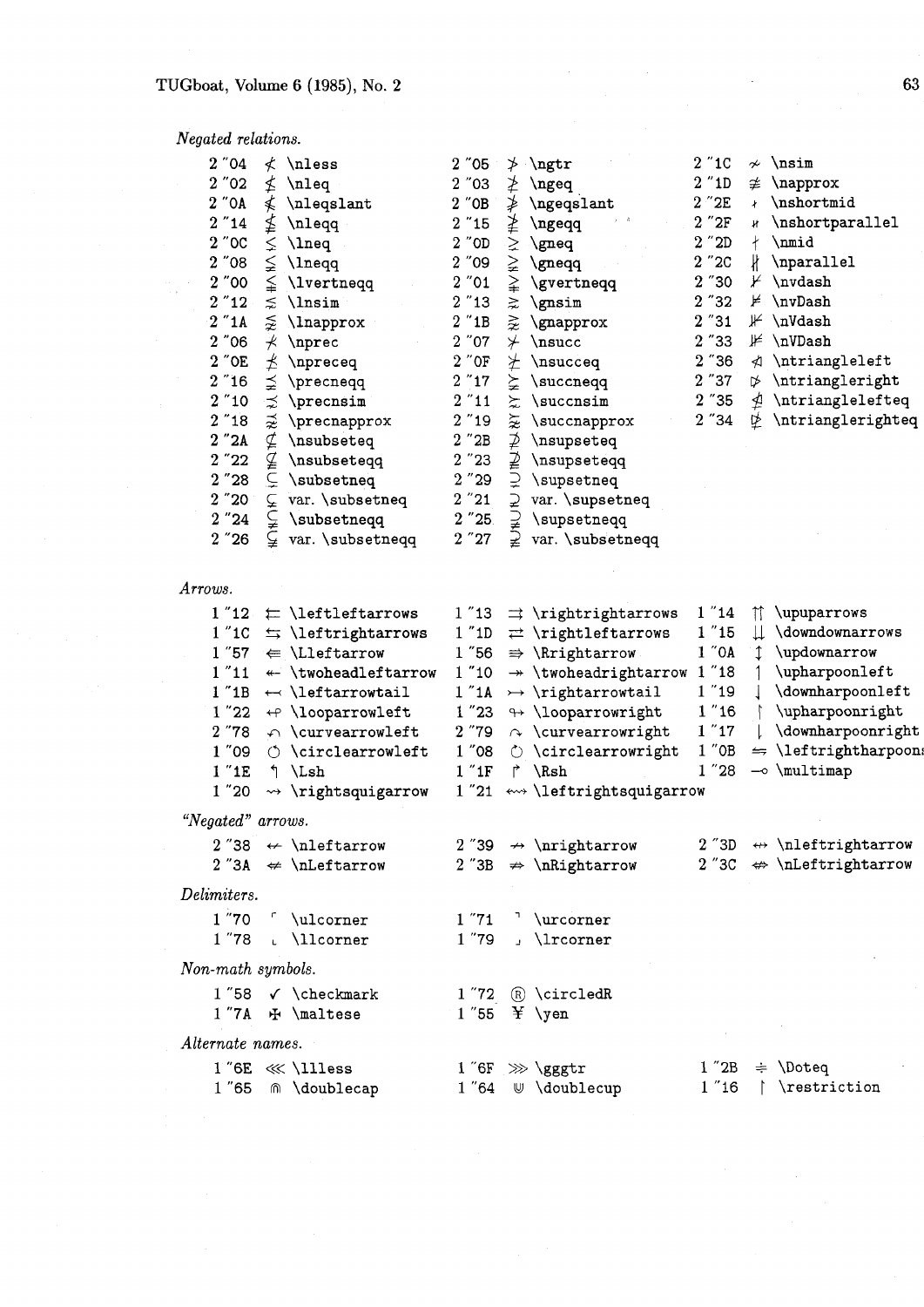*Negated relations.*

| | | | | | | | | |
|---|---|---|---|---|---|---|---|---|
| 2 "04 | $\nless$ | \nless | 2 "05 | $\ngtr$ | \ngtr | 2 "1C | $\nsim$ | \nsim |
| 2 "02 | $\nleq$ | \nleq | 2 "03 | $\ngeq$ | \ngeq | 2 "1D | $\ncong$ | \napprox |
| 2 "0A | $\nleqslant$ | \nleqslant | 2 "0B | $\ngeqslant$ | \ngeqslant | 2 "2E | $\nshortmid$ | \nshortmid |
| 2 "14 | $\nleqq$ | \nleqq | 2 "15 | $\ngeqq$ | \ngeqq | 2 "2F | $\nshortparallel$ | \nshortparallel |
| 2 "0C | $\lneq$ | \lneq | 2 "0D | $\gneq$ | \gneq | 2 "2D | $\nmid$ | \nmid |
| 2 "08 | $\lneqq$ | \lneqq | 2 "09 | $\gneqq$ | \gneqq | 2 "2C | $\nparallel$ | \nparallel |
| 2 "00 | $\lvertneqq$ | \lvertneqq | 2 "01 | $\gvertneqq$ | \gvertneqq | 2 "30 | $\nvdash$ | \nvdash |
| 2 "12 | $\lnsim$ | \lnsim | 2 "13 | $\gnsim$ | \gnsim | 2 "32 | $\nvDash$ | \nvDash |
| 2 "1A | $\lnapprox$ | \lnapprox | 2 "1B | $\gnapprox$ | \gnapprox | 2 "31 | $\nVdash$ | \nVdash |
| 2 "06 | $\nprec$ | \nprec | 2 "07 | $\nsucc$ | \nsucc | 2 "33 | $\nVDash$ | \nVDash |
| 2 "0E | $\npreceq$ | \npreceq | 2 "0F | $\nsucceq$ | \nsucceq | 2 "36 | $\ntriangleleft$ | \ntriangleleft |
| 2 "16 | $\precneqq$ | \precneqq | 2 "17 | $\succneqq$ | \succneqq | 2 "37 | $\ntriangleright$ | \ntriangleright |
| 2 "10 | $\precnsim$ | \precnsim | 2 "11 | $\succnsim$ | \succnsim | 2 "35 | $\ntrianglelefteq$ | \ntrianglelefteq |
| 2 "18 | $\precnapprox$ | \precnapprox | 2 "19 | $\succnapprox$ | \succnapprox | 2 "34 | $\ntrianglerighteq$ | \ntrianglerighteq |
| 2 "2A | $\nsubseteq$ | \nsubseteq | 2 "2B | $\nsupseteq$ | \nsupseteq | | | |
| 2 "22 | $\nsubseteqq$ | \nsubseteqq | 2 "23 | $\nsupseteqq$ | \nsupseteqq | | | |
| 2 "28 | $\subsetneq$ | \subsetneq | 2 "29 | $\supsetneq$ | \supsetneq | | | |
| 2 "20 | $\varsubsetneq$ | var. \subsetneq | 2 "21 | $\varsupsetneq$ | var. \supsetneq | | | |
| 2 "24 | $\subsetneqq$ | \subsetneqq | 2 "25 | $\supsetneqq$ | \supsetneqq | | | |
| 2 "26 | $\varsubsetneqq$ | var. \subsetneqq | 2 "27 | $\varsupsetneqq$ | var. \subsetneqq | | | |

*Arrows.*

| | | | | | | | | |
|---|---|---|---|---|---|---|---|---|
| 1 "12 | $\leftleftarrows$ | \leftleftarrows | 1 "13 | $\rightrightarrows$ | \rightrightarrows | 1 "14 | $\upuparrows$ | \upuparrows |
| 1 "1C | $\leftrightarrows$ | \leftrightarrows | 1 "1D | $\rightleftarrows$ | \rightleftarrows | 1 "15 | $\downdownarrows$ | \downdownarrows |
| 1 "57 | $\Lleftarrow$ | \Lleftarrow | 1 "56 | $\Rrightarrow$ | \Rrightarrow | 1 "0A | $\updownarrow$ | \updownarrow |
| 1 "11 | $\twoheadleftarrow$ | \twoheadleftarrow | 1 "10 | $\twoheadrightarrow$ | \twoheadrightarrow | 1 "18 | $\upharpoonleft$ | \upharpoonleft |
| 1 "1B | $\leftarrowtail$ | \leftarrowtail | 1 "1A | $\rightarrowtail$ | \rightarrowtail | 1 "19 | $\downharpoonleft$ | \downharpoonleft |
| 1 "22 | $\looparrowleft$ | \looparrowleft | 1 "23 | $\looparrowright$ | \looparrowright | 1 "16 | $\upharpoonright$ | \upharpoonright |
| 2 "78 | $\curvearrowleft$ | \curvearrowleft | 2 "79 | $\curvearrowright$ | \curvearrowright | 1 "17 | $\downharpoonright$ | \downharpoonright |
| 1 "09 | $\circlearrowleft$ | \circlearrowleft | 1 "08 | $\circlearrowright$ | \circlearrowright | 1 "0B | $\leftrightharpoons$ | \leftrightharpoons |
| 1 "1E | $\Lsh$ | \Lsh | 1 "1F | $\Rsh$ | \Rsh | 1 "28 | $\multimap$ | \multimap |
| 1 "20 | $\rightsquigarrow$ | \rightsquigarrow | 1 "21 | $\leftrightsquigarrow$ | \leftrightsquigarrow | | | |

*"Negated" arrows.*

| | | | | | | | | |
|---|---|---|---|---|---|---|---|---|
| 2 "38 | $\nleftarrow$ | \nleftarrow | 2 "39 | $\nrightarrow$ | \nrightarrow | 2 "3D | $\nleftrightarrow$ | \nleftrightarrow |
| 2 "3A | $\nLeftarrow$ | \nLeftarrow | 2 "3B | $\nRightarrow$ | \nRightarrow | 2 "3C | $\nLeftrightarrow$ | \nLeftrightarrow |

*Delimiters.*

| | | | | | |
|---|---|---|---|---|---|
| 1 "70 | $\ulcorner$ | \ulcorner | 1 "71 | $\urcorner$ | \urcorner |
| 1 "78 | $\llcorner$ | \llcorner | 1 "79 | $\lrcorner$ | \lrcorner |

*Non-math symbols.*

| | | | | | |
|---|---|---|---|---|---|
| 1 "58 | ✓ | \checkmark | 1 "72 | ® | \circledR |
| 1 "7A | ✠ | \maltese | 1 "55 | ¥ | \yen |

*Alternate names.*

| | | | | | | | | |
|---|---|---|---|---|---|---|---|---|
| 1 "6E | $\llless$ | \llless | 1 "6F | $\gggtr$ | \gggtr | 1 "2B | $\Doteq$ | \Doteq |
| 1 "65 | $\doublecap$ | \doublecap | 1 "64 | $\doublecup$ | \doublecup | 1 "16 | $\restriction$ | \restriction |